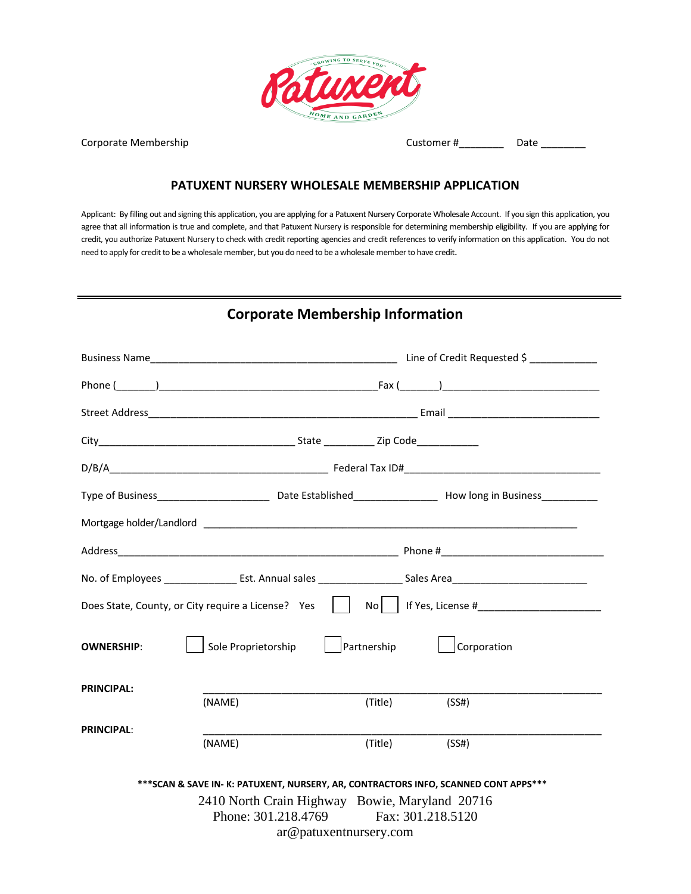Patuxent — Growing to Serve You — Home and Garden

Corporate Membership Customer #________ Date ________

## PATUXENT NURSERY WHOLESALE MEMBERSHIP APPLICATION

Applicant: By filling out and signing this application, you are applying for a Patuxent Nursery Corporate Wholesale Account. If you sign this application, you agree that all information is true and complete, and that Patuxent Nursery is responsible for determining membership eligibility. If you are applying for credit, you authorize Patuxent Nursery to check with credit reporting agencies and credit references to verify information on this application. You do not need to apply for credit to be a wholesale member, but you do need to be a wholesale member to have credit.

---

## Corporate Membership Information

Business Name_____________________________________________ Line of Credit Requested $ ____________

Phone (_______)_______________________________________Fax (_______)___________________________

Street Address_________________________________________________ Email ___________________________

City___________________________________ State _________ Zip Code___________

D/B/A________________________________________ Federal Tax ID#____________________________________

Type of Business____________________ Date Established_______________ How long in Business__________

Mortgage holder/Landlord _____________________________________________________________________

Address__________________________________________________ Phone #______________________________

No. of Employees _____________ Est. Annual sales _______________ Sales Area________________________

Does State, County, or City require a License? Yes ☐ No ☐ If Yes, License #______________________

**OWNERSHIP**: ☐ Sole Proprietorship ☐ Partnership ☐ Corporation

**PRINCIPAL:** ______________________________________________________________________
(NAME) (Title) (SS#)

**PRINCIPAL**: ______________________________________________________________________
(NAME) (Title) (SS#)

**\*\*\*SCAN & SAVE IN- K: PATUXENT, NURSERY, AR, CONTRACTORS INFO, SCANNED CONT APPS\*\*\***

2410 North Crain Highway Bowie, Maryland 20716
Phone: 301.218.4769 Fax: 301.218.5120
ar@patuxentnursery.com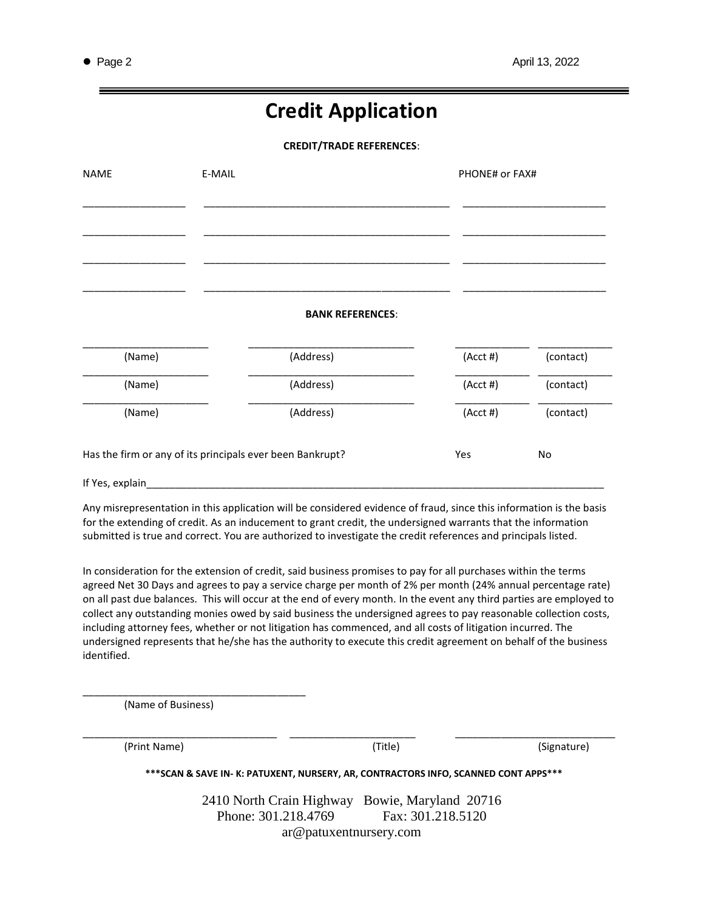# Credit Application

**CREDIT/TRADE REFERENCES**:

| NAME | E-MAIL | PHONE# or FAX# |
| --- | --- | --- |
| ___________________ | ____________________________________________ | __________________________ |
| ___________________ | ____________________________________________ | __________________________ |
| ___________________ | ____________________________________________ | __________________________ |
| ___________________ | ____________________________________________ | __________________________ |

**BANK REFERENCES**:

| | | | |
| --- | --- | --- | --- |
| _______________________ | ______________________________ | _____________ | _____________ |
| (Name) | (Address) | (Acct #) | (contact) |
| _______________________ | ______________________________ | _____________ | _____________ |
| (Name) | (Address) | (Acct #) | (contact) |
| _______________________ | ______________________________ | _____________ | _____________ |
| (Name) | (Address) | (Acct #) | (contact) |

Has the firm or any of its principals ever been Bankrupt? Yes No

If Yes, explain_____________________________________________________________________________________

Any misrepresentation in this application will be considered evidence of fraud, since this information is the basis for the extending of credit. As an inducement to grant credit, the undersigned warrants that the information submitted is true and correct. You are authorized to investigate the credit references and principals listed.

In consideration for the extension of credit, said business promises to pay for all purchases within the terms agreed Net 30 Days and agrees to pay a service charge per month of 2% per month (24% annual percentage rate) on all past due balances. This will occur at the end of every month. In the event any third parties are employed to collect any outstanding monies owed by said business the undersigned agrees to pay reasonable collection costs, including attorney fees, whether or not litigation has commenced, and all costs of litigation incurred. The undersigned represents that he/she has the authority to execute this credit agreement on behalf of the business identified.

________________________________________
(Name of Business)

___________________________________ ______________________ ____________________________
(Print Name) (Title) (Signature)

**\*\*\*SCAN & SAVE IN- K: PATUXENT, NURSERY, AR, CONTRACTORS INFO, SCANNED CONT APPS\*\*\***

2410 North Crain Highway Bowie, Maryland 20716
Phone: 301.218.4769 Fax: 301.218.5120
ar@patuxentnursery.com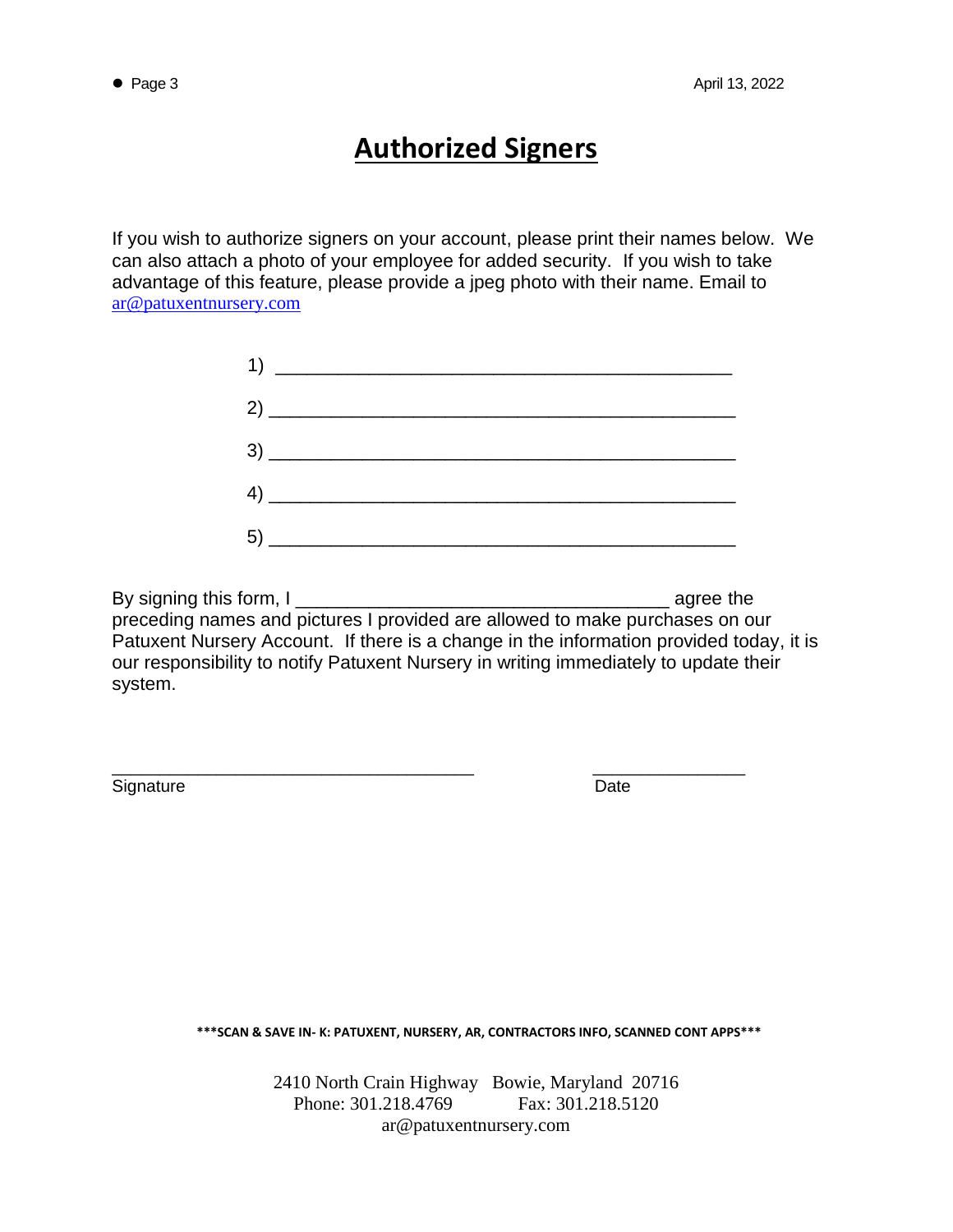# Authorized Signers

If you wish to authorize signers on your account, please print their names below. We can also attach a photo of your employee for added security. If you wish to take advantage of this feature, please provide a jpeg photo with their name. Email to ar@patuxentnursery.com

1) ____________________________________________

2) ____________________________________________

3) ____________________________________________

4) ____________________________________________

5) ____________________________________________

By signing this form, I ___________________________________ agree the preceding names and pictures I provided are allowed to make purchases on our Patuxent Nursery Account. If there is a change in the information provided today, it is our responsibility to notify Patuxent Nursery in writing immediately to update their system.

___________________________________ _______________

Signature Date

**\*\*\*SCAN & SAVE IN- K: PATUXENT, NURSERY, AR, CONTRACTORS INFO, SCANNED CONT APPS\*\*\***

2410 North Crain Highway Bowie, Maryland 20716
Phone: 301.218.4769 Fax: 301.218.5120
ar@patuxentnursery.com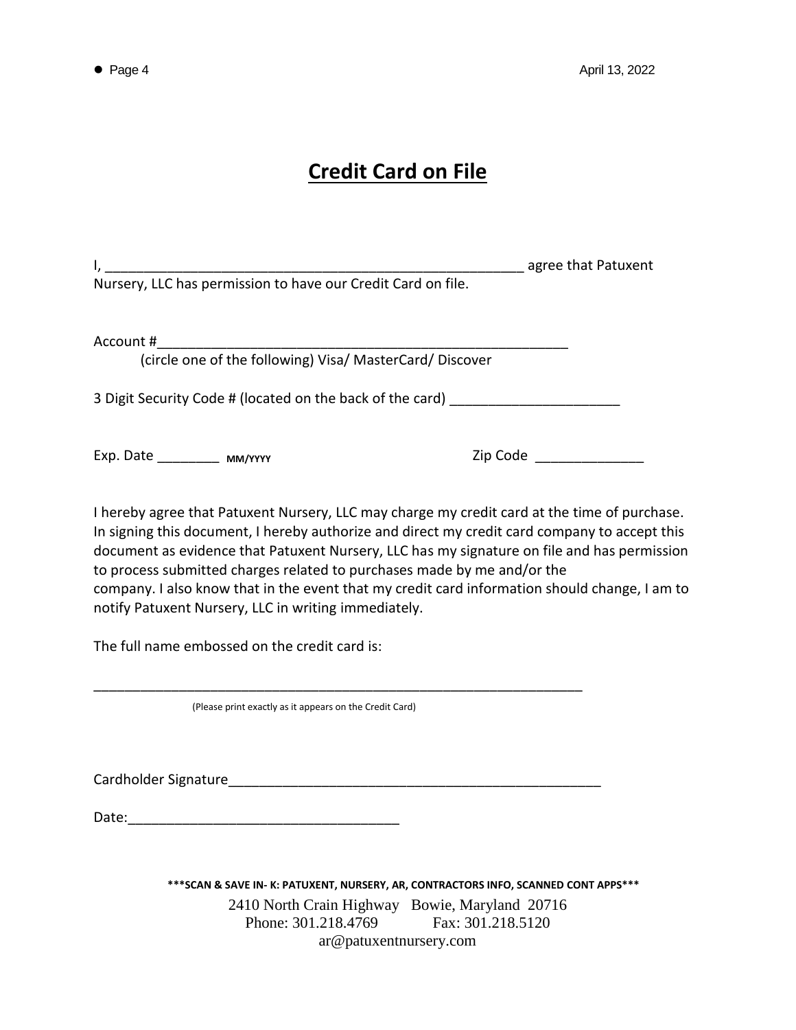# Credit Card on File

I, _______________________________________________________ agree that Patuxent Nursery, LLC has permission to have our Credit Card on file.

Account #_______________________________________________________

(circle one of the following) Visa/ MasterCard/ Discover

3 Digit Security Code # (located on the back of the card) ______________________

Exp. Date ________ MM/YYYY　　　　　　　　Zip Code ______________

I hereby agree that Patuxent Nursery, LLC may charge my credit card at the time of purchase. In signing this document, I hereby authorize and direct my credit card company to accept this document as evidence that Patuxent Nursery, LLC has my signature on file and has permission to process submitted charges related to purchases made by me and/or the company. I also know that in the event that my credit card information should change, I am to notify Patuxent Nursery, LLC in writing immediately.

The full name embossed on the credit card is:

_________________________________________________________________

(Please print exactly as it appears on the Credit Card)

Cardholder Signature__________________________________________________

Date:___________________________________

**\*\*\*SCAN & SAVE IN- K: PATUXENT, NURSERY, AR, CONTRACTORS INFO, SCANNED CONT APPS\*\*\***

2410 North Crain Highway Bowie, Maryland 20716
Phone: 301.218.4769 Fax: 301.218.5120
ar@patuxentnursery.com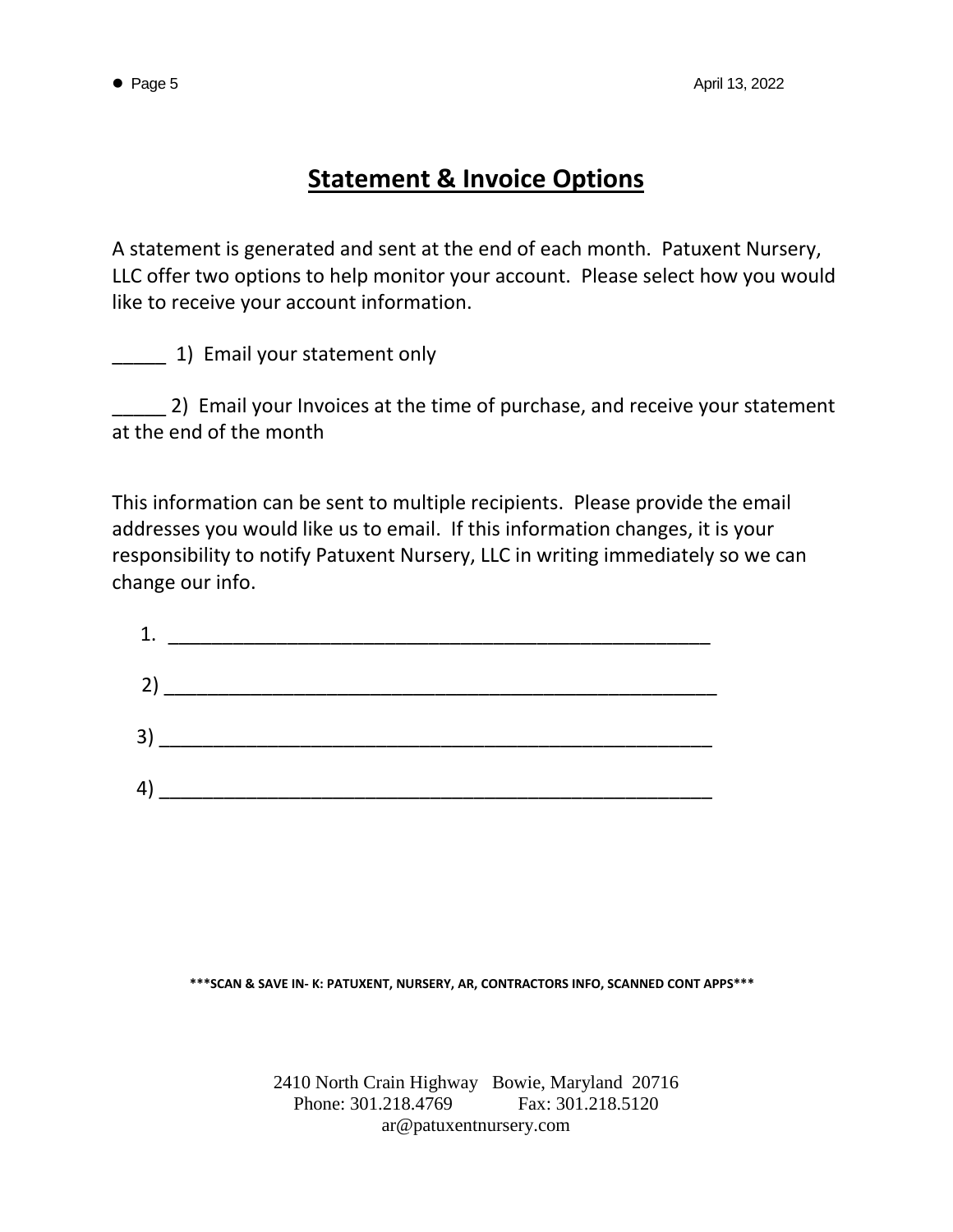## Statement & Invoice Options

A statement is generated and sent at the end of each month. Patuxent Nursery, LLC offer two options to help monitor your account. Please select how you would like to receive your account information.

_____ 1) Email your statement only

_____ 2) Email your Invoices at the time of purchase, and receive your statement at the end of the month

This information can be sent to multiple recipients. Please provide the email addresses you would like us to email. If this information changes, it is your responsibility to notify Patuxent Nursery, LLC in writing immediately so we can change our info.

1. ____________________________________________________

2) ____________________________________________________

3) ____________________________________________________

4) ____________________________________________________

**\*\*\*SCAN & SAVE IN- K: PATUXENT, NURSERY, AR, CONTRACTORS INFO, SCANNED CONT APPS\*\*\***

2410 North Crain Highway Bowie, Maryland 20716
Phone: 301.218.4769 Fax: 301.218.5120
ar@patuxentnursery.com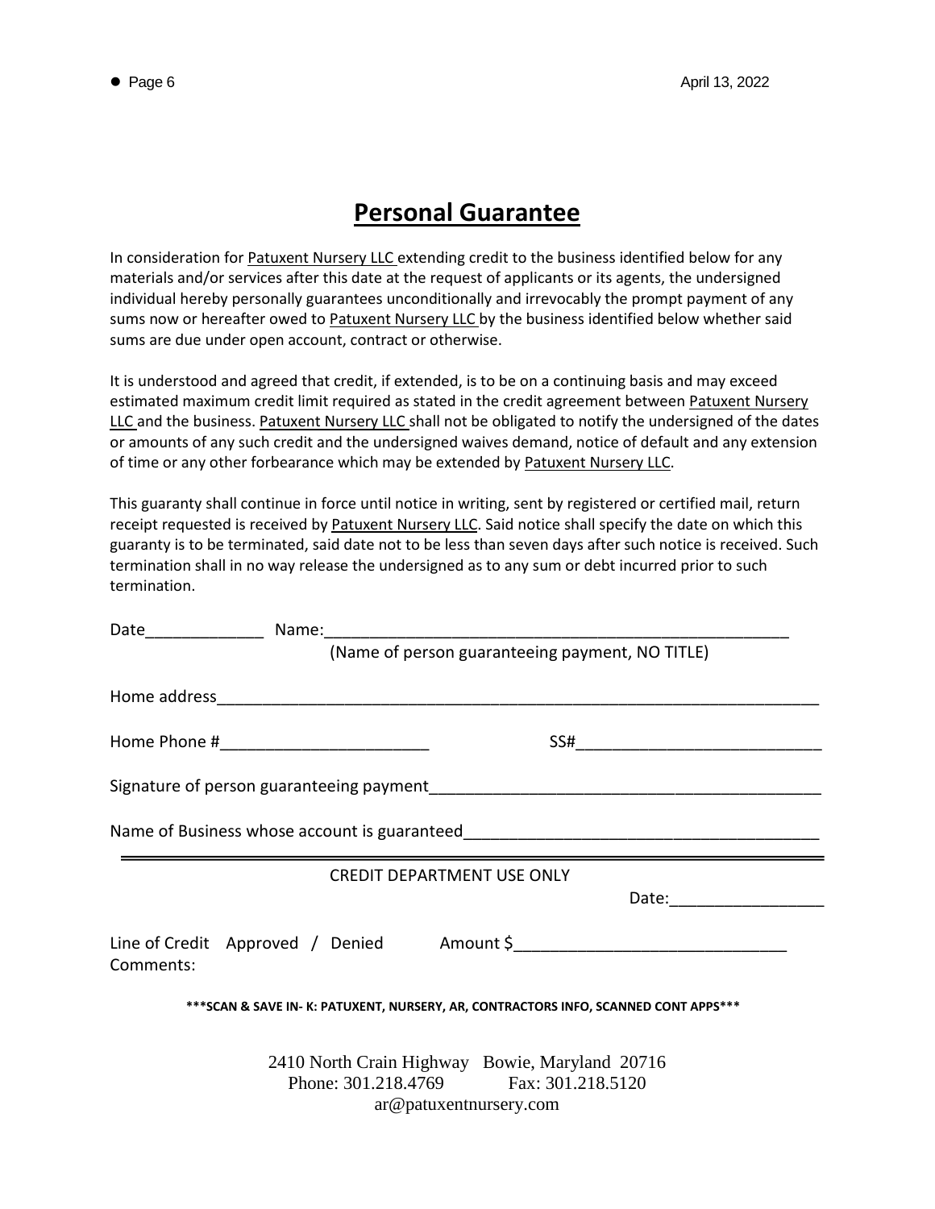# Personal Guarantee

In consideration for Patuxent Nursery LLC extending credit to the business identified below for any materials and/or services after this date at the request of applicants or its agents, the undersigned individual hereby personally guarantees unconditionally and irrevocably the prompt payment of any sums now or hereafter owed to Patuxent Nursery LLC by the business identified below whether said sums are due under open account, contract or otherwise.

It is understood and agreed that credit, if extended, is to be on a continuing basis and may exceed estimated maximum credit limit required as stated in the credit agreement between Patuxent Nursery LLC and the business. Patuxent Nursery LLC shall not be obligated to notify the undersigned of the dates or amounts of any such credit and the undersigned waives demand, notice of default and any extension of time or any other forbearance which may be extended by Patuxent Nursery LLC.

This guaranty shall continue in force until notice in writing, sent by registered or certified mail, return receipt requested is received by Patuxent Nursery LLC. Said notice shall specify the date on which this guaranty is to be terminated, said date not to be less than seven days after such notice is received. Such termination shall in no way release the undersigned as to any sum or debt incurred prior to such termination.

Date_____________ Name:_____________________________________________________

(Name of person guaranteeing payment, NO TITLE)

Home address____________________________________________________________________

Home Phone #_______________________ SS#___________________________

Signature of person guaranteeing payment____________________________________________

Name of Business whose account is guaranteed_______________________________________

---

CREDIT DEPARTMENT USE ONLY

Date:_________________

Line of Credit Approved / Denied Amount $_____________________________

Comments:

**\*\*\*SCAN & SAVE IN- K: PATUXENT, NURSERY, AR, CONTRACTORS INFO, SCANNED CONT APPS\*\*\***

2410 North Crain Highway Bowie, Maryland 20716
Phone: 301.218.4769 Fax: 301.218.5120
ar@patuxentnursery.com